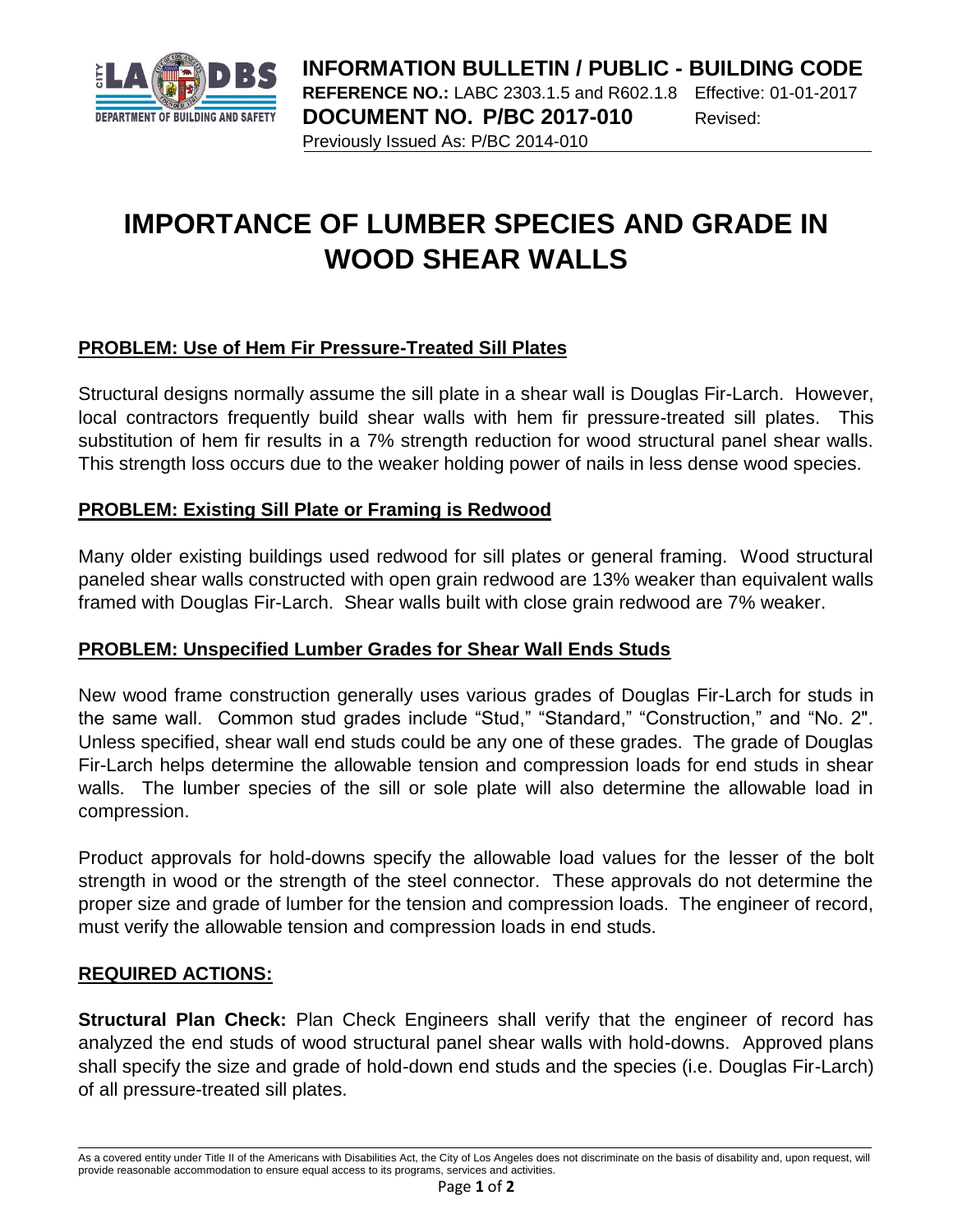**INFORMATION BULLETIN / PUBLIC - BUILDING CODE**

**REFERENCE NO.:** LABC 2303.1.5 and R602.1.8 Effective: 01-01-2017

**DOCUMENT NO. P/BC 2017-010** Revised:

Previously Issued As: P/BC 2014-010

# IMPORTANCE OF LUMBER SPECIES AND GRADE IN WOOD SHEAR WALLS

## PROBLEM: Use of Hem Fir Pressure-Treated Sill Plates

Structural designs normally assume the sill plate in a shear wall is Douglas Fir-Larch. However, local contractors frequently build shear walls with hem fir pressure-treated sill plates. This substitution of hem fir results in a 7% strength reduction for wood structural panel shear walls. This strength loss occurs due to the weaker holding power of nails in less dense wood species.

## PROBLEM: Existing Sill Plate or Framing is Redwood

Many older existing buildings used redwood for sill plates or general framing. Wood structural paneled shear walls constructed with open grain redwood are 13% weaker than equivalent walls framed with Douglas Fir-Larch. Shear walls built with close grain redwood are 7% weaker.

## PROBLEM: Unspecified Lumber Grades for Shear Wall Ends Studs

New wood frame construction generally uses various grades of Douglas Fir-Larch for studs in the same wall. Common stud grades include "Stud," "Standard," "Construction," and "No. 2". Unless specified, shear wall end studs could be any one of these grades. The grade of Douglas Fir-Larch helps determine the allowable tension and compression loads for end studs in shear walls. The lumber species of the sill or sole plate will also determine the allowable load in compression.

Product approvals for hold-downs specify the allowable load values for the lesser of the bolt strength in wood or the strength of the steel connector. These approvals do not determine the proper size and grade of lumber for the tension and compression loads. The engineer of record, must verify the allowable tension and compression loads in end studs.

## REQUIRED ACTIONS:

**Structural Plan Check:** Plan Check Engineers shall verify that the engineer of record has analyzed the end studs of wood structural panel shear walls with hold-downs. Approved plans shall specify the size and grade of hold-down end studs and the species (i.e. Douglas Fir-Larch) of all pressure-treated sill plates.

As a covered entity under Title II of the Americans with Disabilities Act, the City of Los Angeles does not discriminate on the basis of disability and, upon request, will provide reasonable accommodation to ensure equal access to its programs, services and activities.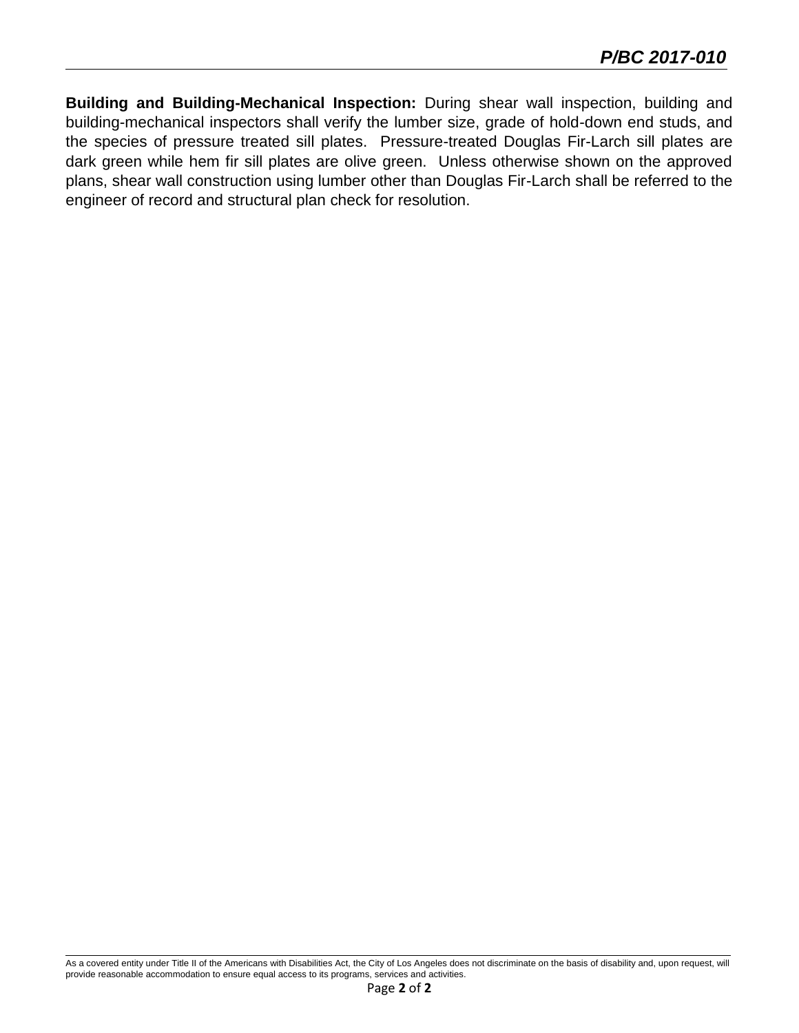**Building and Building-Mechanical Inspection:** During shear wall inspection, building and building-mechanical inspectors shall verify the lumber size, grade of hold-down end studs, and the species of pressure treated sill plates. Pressure-treated Douglas Fir-Larch sill plates are dark green while hem fir sill plates are olive green. Unless otherwise shown on the approved plans, shear wall construction using lumber other than Douglas Fir-Larch shall be referred to the engineer of record and structural plan check for resolution.